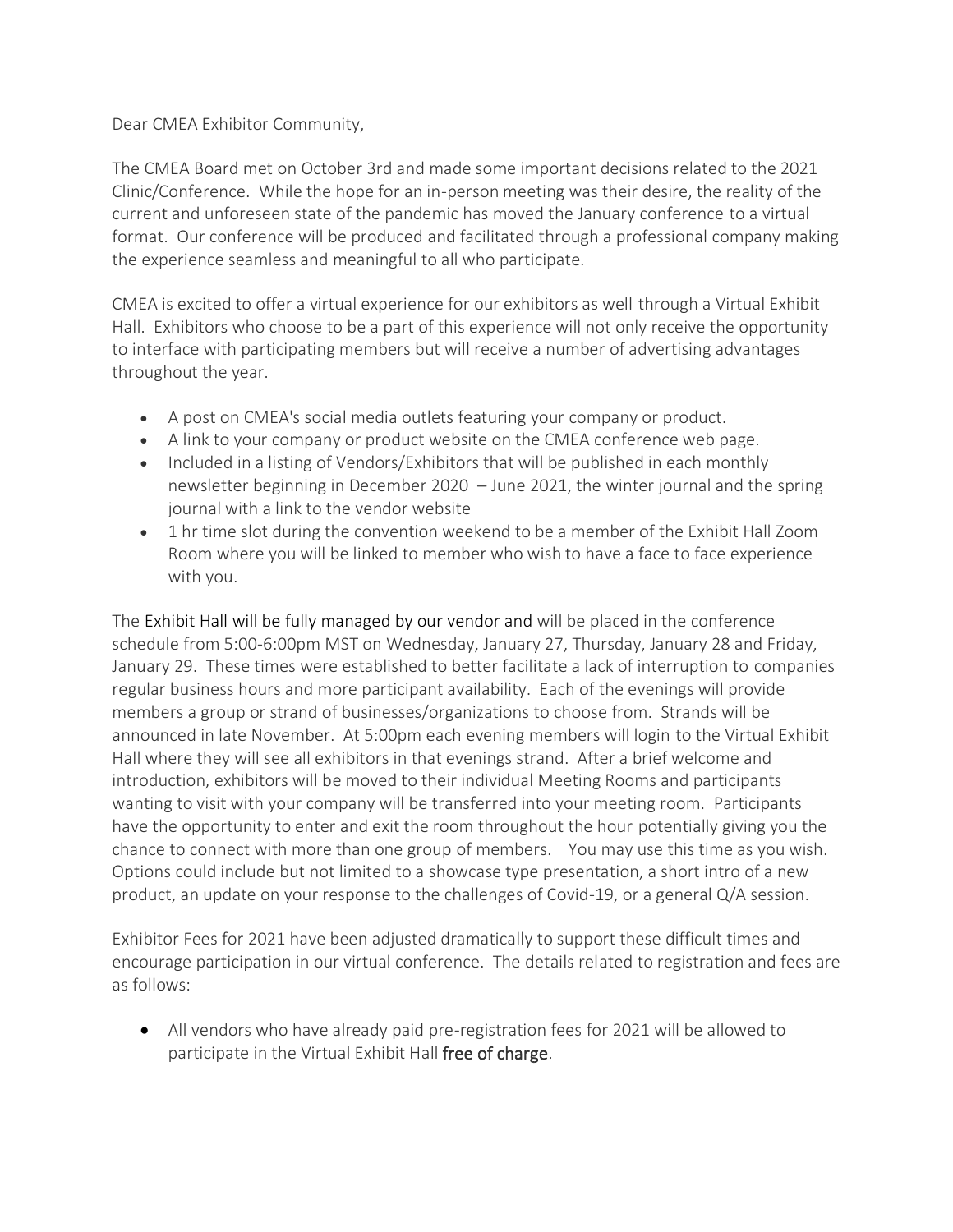Dear CMEA Exhibitor Community,

The CMEA Board met on October 3rd and made some important decisions related to the 2021 Clinic/Conference. While the hope for an in-person meeting was their desire, the reality of the current and unforeseen state of the pandemic has moved the January conference to a virtual format. Our conference will be produced and facilitated through a professional company making the experience seamless and meaningful to all who participate.

CMEA is excited to offer a virtual experience for our exhibitors as well through a Virtual Exhibit Hall. Exhibitors who choose to be a part of this experience will not only receive the opportunity to interface with participating members but will receive a number of advertising advantages throughout the year.

- A post on CMEA's social media outlets featuring your company or product.
- A link to your company or product website on the CMEA conference web page.
- Included in a listing of Vendors/Exhibitors that will be published in each monthly newsletter beginning in December 2020 – June 2021, the winter journal and the spring journal with a link to the vendor website
- 1 hr time slot during the convention weekend to be a member of the Exhibit Hall Zoom Room where you will be linked to member who wish to have a face to face experience with you.

The Exhibit Hall will be fully managed by our vendor and will be placed in the conference schedule from 5:00-6:00pm MST on Wednesday, January 27, Thursday, January 28 and Friday, January 29. These times were established to better facilitate a lack of interruption to companies regular business hours and more participant availability. Each of the evenings will provide members a group or strand of businesses/organizations to choose from. Strands will be announced in late November. At 5:00pm each evening members will login to the Virtual Exhibit Hall where they will see all exhibitors in that evenings strand. After a brief welcome and introduction, exhibitors will be moved to their individual Meeting Rooms and participants wanting to visit with your company will be transferred into your meeting room. Participants have the opportunity to enter and exit the room throughout the hour potentially giving you the chance to connect with more than one group of members. You may use this time as you wish. Options could include but not limited to a showcase type presentation, a short intro of a new product, an update on your response to the challenges of Covid-19, or a general Q/A session.

Exhibitor Fees for 2021 have been adjusted dramatically to support these difficult times and encourage participation in our virtual conference. The details related to registration and fees are as follows:

- All vendors who have already paid pre-registration fees for 2021 will be allowed to participate in the Virtual Exhibit Hall free of charge.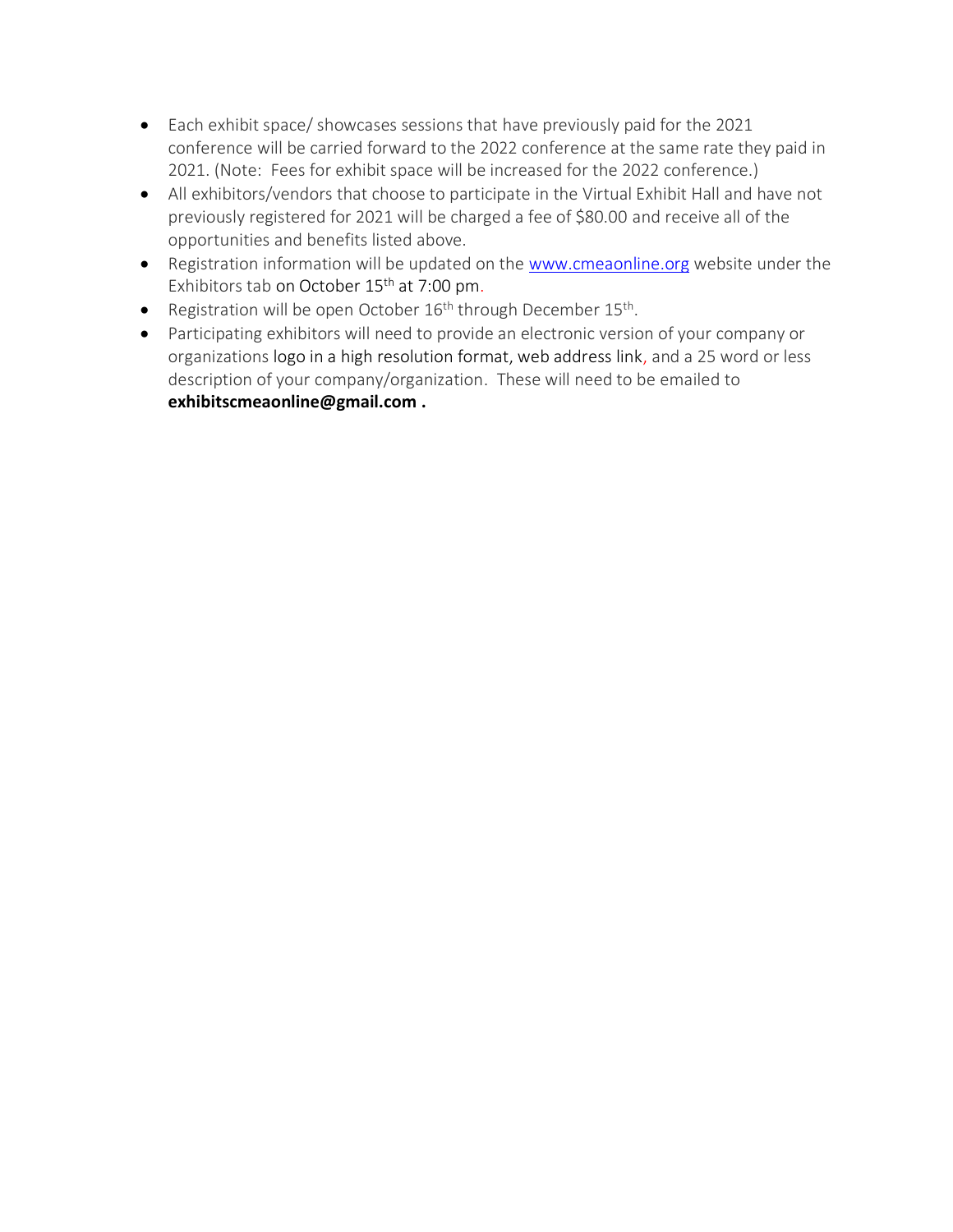- Each exhibit space/ showcases sessions that have previously paid for the 2021 conference will be carried forward to the 2022 conference at the same rate they paid in 2021. (Note: Fees for exhibit space will be increased for the 2022 conference.)
- All exhibitors/vendors that choose to participate in the Virtual Exhibit Hall and have not previously registered for 2021 will be charged a fee of $80.00 and receive all of the opportunities and benefits listed above.
- Registration information will be updated on the www.cmeaonline.org website under the Exhibitors tab on October 15th at 7:00 pm.
- Registration will be open October 16th through December 15th.
- Participating exhibitors will need to provide an electronic version of your company or organizations logo in a high resolution format, web address link, and a 25 word or less description of your company/organization. These will need to be emailed to **exhibitscmeaonline@gmail.com .**